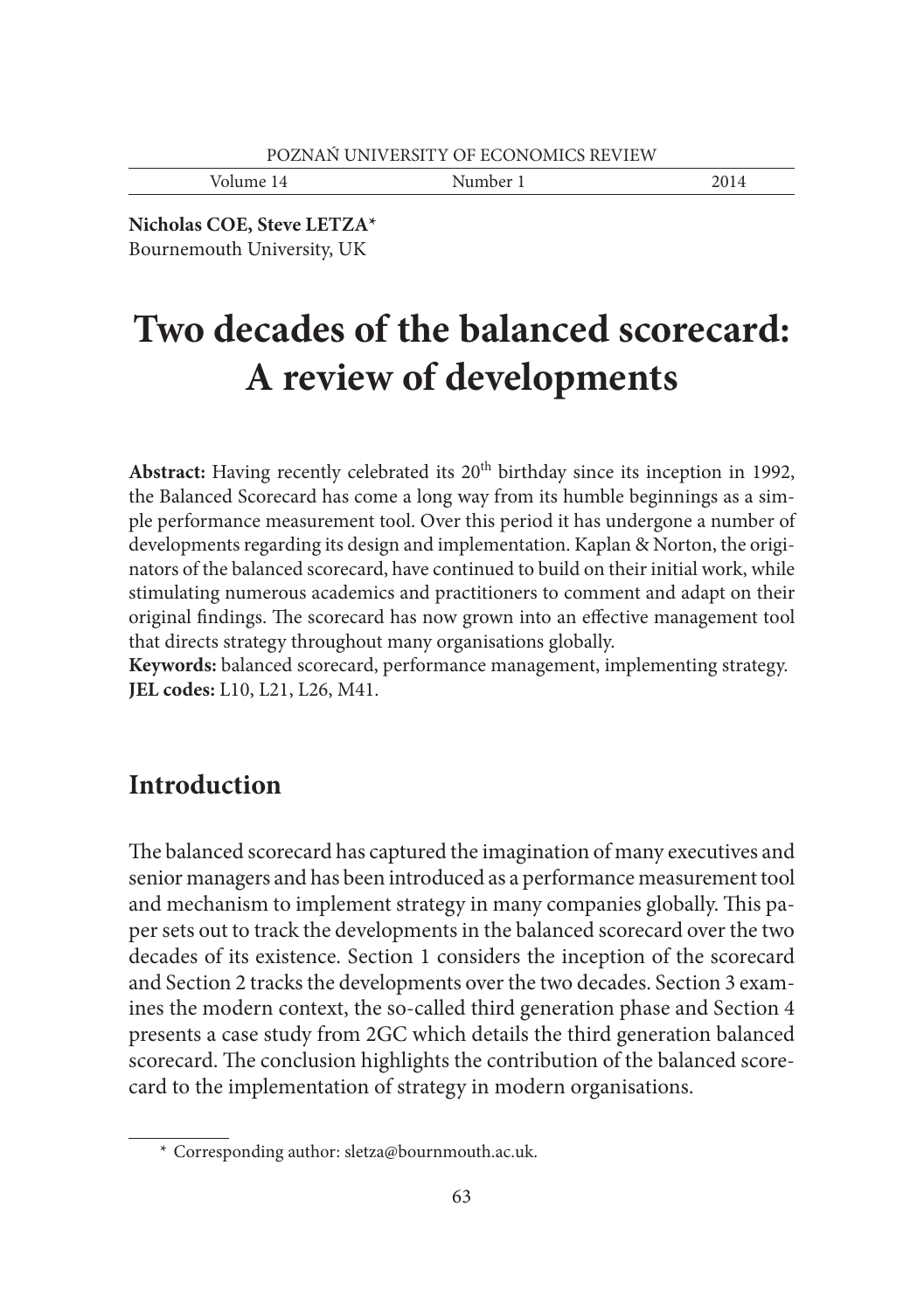**Nicholas COE, Steve LETZA***
Bournemouth University, UK

# Two decades of the balanced scorecard: A review of developments

**Abstract:** Having recently celebrated its 20th birthday since its inception in 1992, the Balanced Scorecard has come a long way from its humble beginnings as a simple performance measurement tool. Over this period it has undergone a number of developments regarding its design and implementation. Kaplan & Norton, the originators of the balanced scorecard, have continued to build on their initial work, while stimulating numerous academics and practitioners to comment and adapt on their original findings. The scorecard has now grown into an effective management tool that directs strategy throughout many organisations globally.
**Keywords:** balanced scorecard, performance management, implementing strategy.
**JEL codes:** L10, L21, L26, M41.

## Introduction

The balanced scorecard has captured the imagination of many executives and senior managers and has been introduced as a performance measurement tool and mechanism to implement strategy in many companies globally. This paper sets out to track the developments in the balanced scorecard over the two decades of its existence. Section 1 considers the inception of the scorecard and Section 2 tracks the developments over the two decades. Section 3 examines the modern context, the so-called third generation phase and Section 4 presents a case study from 2GC which details the third generation balanced scorecard. The conclusion highlights the contribution of the balanced scorecard to the implementation of strategy in modern organisations.

\* Corresponding author: sletza@bournmouth.ac.uk.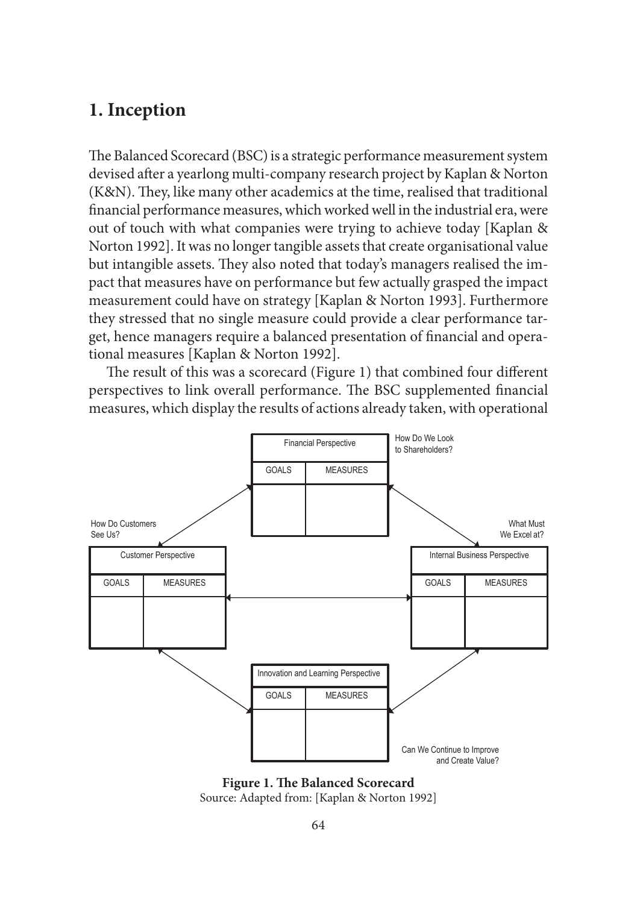## 1. Inception

The Balanced Scorecard (BSC) is a strategic performance measurement system devised after a yearlong multi-company research project by Kaplan & Norton (K&N). They, like many other academics at the time, realised that traditional financial performance measures, which worked well in the industrial era, were out of touch with what companies were trying to achieve today [Kaplan & Norton 1992]. It was no longer tangible assets that create organisational value but intangible assets. They also noted that today's managers realised the impact that measures have on performance but few actually grasped the impact measurement could have on strategy [Kaplan & Norton 1993]. Furthermore they stressed that no single measure could provide a clear performance target, hence managers require a balanced presentation of financial and operational measures [Kaplan & Norton 1992].

The result of this was a scorecard (Figure 1) that combined four different perspectives to link overall performance. The BSC supplemented financial measures, which display the results of actions already taken, with operational

| Financial Perspective | |
|---|---|
| GOALS | MEASURES |
| | |

How Do We Look to Shareholders?

| Customer Perspective | |
|---|---|
| GOALS | MEASURES |
| | |

How Do Customers See Us?

| Internal Business Perspective | |
|---|---|
| GOALS | MEASURES |
| | |

What Must We Excel at?

| Innovation and Learning Perspective | |
|---|---|
| GOALS | MEASURES |
| | |

Can We Continue to Improve and Create Value?

**Figure 1. The Balanced Scorecard**
Source: Adapted from: [Kaplan & Norton 1992]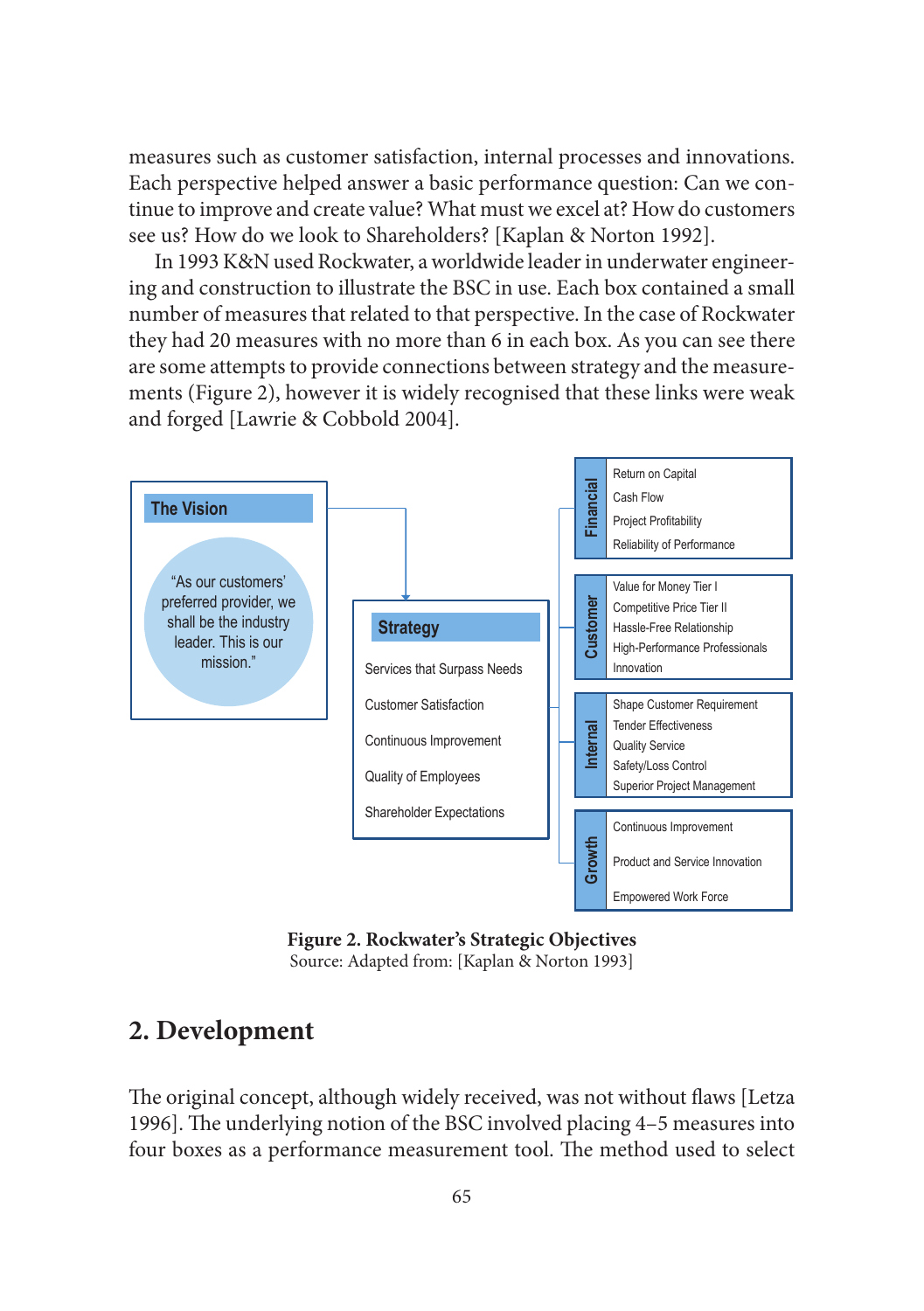measures such as customer satisfaction, internal processes and innovations. Each perspective helped answer a basic performance question: Can we continue to improve and create value? What must we excel at? How do customers see us? How do we look to Shareholders? [Kaplan & Norton 1992].

In 1993 K&N used Rockwater, a worldwide leader in underwater engineering and construction to illustrate the BSC in use. Each box contained a small number of measures that related to that perspective. In the case of Rockwater they had 20 measures with no more than 6 in each box. As you can see there are some attempts to provide connections between strategy and the measurements (Figure 2), however it is widely recognised that these links were weak and forged [Lawrie & Cobbold 2004].

**The Vision**

"As our customers' preferred provider, we shall be the industry leader. This is our mission."

**Strategy**

- Services that Surpass Needs
- Customer Satisfaction
- Continuous Improvement
- Quality of Employees
- Shareholder Expectations

**Financial**

- Return on Capital
- Cash Flow
- Project Profitability
- Reliability of Performance

**Customer**

- Value for Money Tier I
- Competitive Price Tier II
- Hassle-Free Relationship
- High-Performance Professionals
- Innovation

**Internal**

- Shape Customer Requirement
- Tender Effectiveness
- Quality Service
- Safety/Loss Control
- Superior Project Management

**Growth**

- Continuous Improvement
- Product and Service Innovation
- Empowered Work Force

**Figure 2. Rockwater's Strategic Objectives**
Source: Adapted from: [Kaplan & Norton 1993]

## 2. Development

The original concept, although widely received, was not without flaws [Letza 1996]. The underlying notion of the BSC involved placing 4–5 measures into four boxes as a performance measurement tool. The method used to select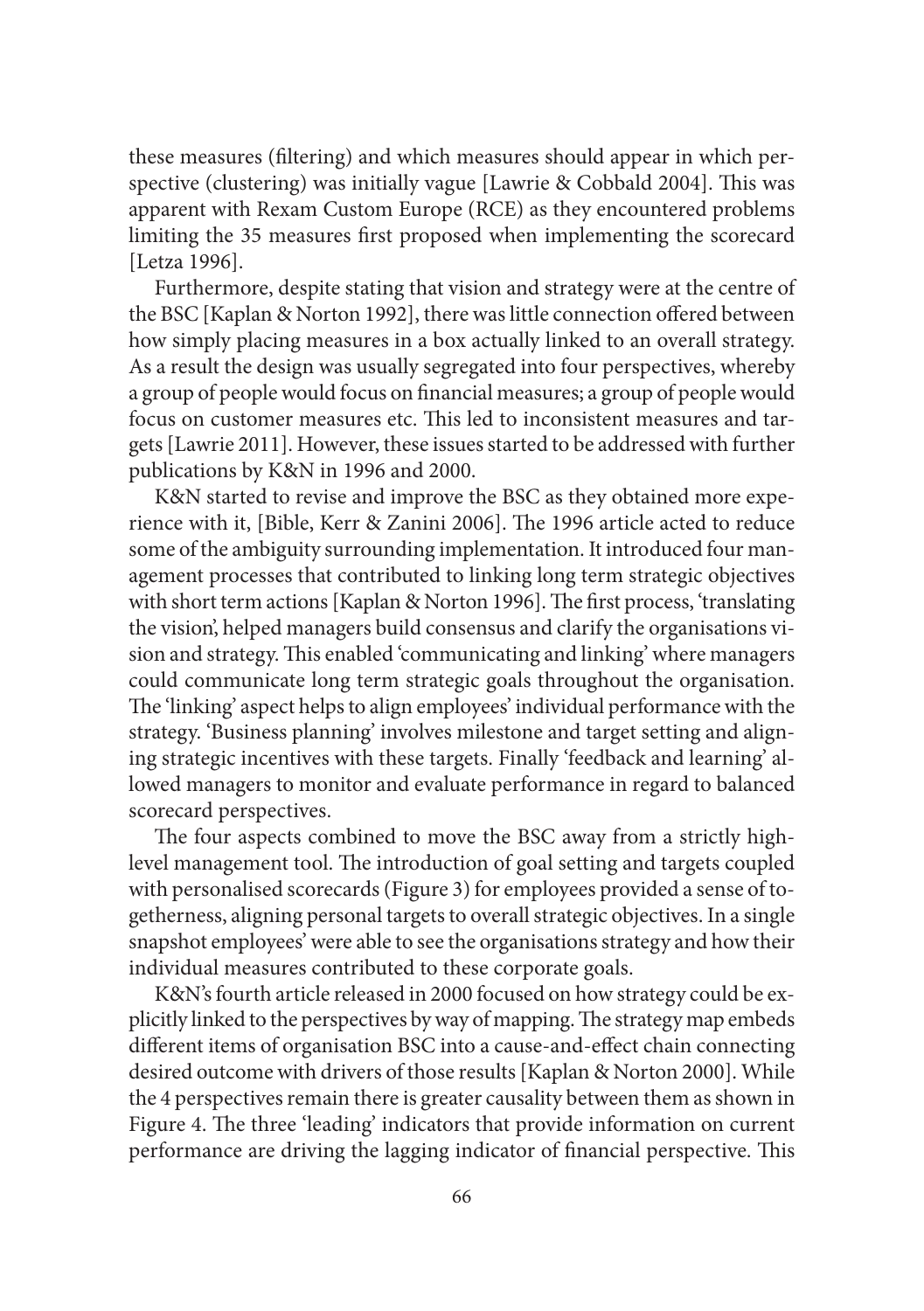these measures (filtering) and which measures should appear in which perspective (clustering) was initially vague [Lawrie & Cobbald 2004]. This was apparent with Rexam Custom Europe (RCE) as they encountered problems limiting the 35 measures first proposed when implementing the scorecard [Letza 1996].

Furthermore, despite stating that vision and strategy were at the centre of the BSC [Kaplan & Norton 1992], there was little connection offered between how simply placing measures in a box actually linked to an overall strategy. As a result the design was usually segregated into four perspectives, whereby a group of people would focus on financial measures; a group of people would focus on customer measures etc. This led to inconsistent measures and targets [Lawrie 2011]. However, these issues started to be addressed with further publications by K&N in 1996 and 2000.

K&N started to revise and improve the BSC as they obtained more experience with it, [Bible, Kerr & Zanini 2006]. The 1996 article acted to reduce some of the ambiguity surrounding implementation. It introduced four management processes that contributed to linking long term strategic objectives with short term actions [Kaplan & Norton 1996]. The first process, 'translating the vision', helped managers build consensus and clarify the organisations vision and strategy. This enabled 'communicating and linking' where managers could communicate long term strategic goals throughout the organisation. The 'linking' aspect helps to align employees' individual performance with the strategy. 'Business planning' involves milestone and target setting and aligning strategic incentives with these targets. Finally 'feedback and learning' allowed managers to monitor and evaluate performance in regard to balanced scorecard perspectives.

The four aspects combined to move the BSC away from a strictly high-level management tool. The introduction of goal setting and targets coupled with personalised scorecards (Figure 3) for employees provided a sense of togetherness, aligning personal targets to overall strategic objectives. In a single snapshot employees' were able to see the organisations strategy and how their individual measures contributed to these corporate goals.

K&N's fourth article released in 2000 focused on how strategy could be explicitly linked to the perspectives by way of mapping. The strategy map embeds different items of organisation BSC into a cause-and-effect chain connecting desired outcome with drivers of those results [Kaplan & Norton 2000]. While the 4 perspectives remain there is greater causality between them as shown in Figure 4. The three 'leading' indicators that provide information on current performance are driving the lagging indicator of financial perspective. This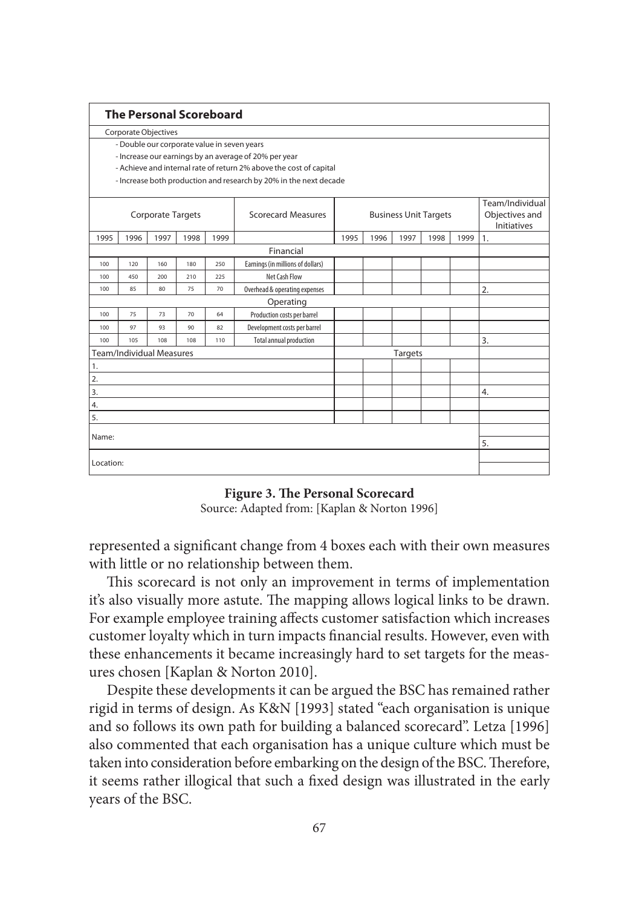**The Personal Scoreboard**

Corporate Objectives

- Double our corporate value in seven years
- Increase our earnings by an average of 20% per year
- Achieve and internal rate of return 2% above the cost of capital
- Increase both production and research by 20% in the next decade

| Corporate Targets | | | | | Scorecard Measures | Business Unit Targets | | | | | Team/Individual Objectives and Initiatives |
|---|---|---|---|---|---|---|---|---|---|---|---|
| 1995 | 1996 | 1997 | 1998 | 1999 | | 1995 | 1996 | 1997 | 1998 | 1999 | 1. |
| | | | | | Financial | | | | | | |
| 100 | 120 | 160 | 180 | 250 | Earnings (in millions of dollars) | | | | | | |
| 100 | 450 | 200 | 210 | 225 | Net Cash Flow | | | | | | |
| 100 | 85 | 80 | 75 | 70 | Overhead & operating expenses | | | | | | 2. |
| | | | | | Operating | | | | | | |
| 100 | 75 | 73 | 70 | 64 | Production costs per barrel | | | | | | |
| 100 | 97 | 93 | 90 | 82 | Development costs per barrel | | | | | | |
| 100 | 105 | 108 | 108 | 110 | Total annual production | | | | | | 3. |
| Team/Individual Measures | | | | | | Targets | | | | | |
| 1. | | | | | | | | | | | |
| 2. | | | | | | | | | | | |
| 3. | | | | | | | | | | | 4. |
| 4. | | | | | | | | | | | |
| 5. | | | | | | | | | | | |
| Name: | | | | | | | | | | | 5. |
| Location: | | | | | | | | | | | |

**Figure 3. The Personal Scorecard**
Source: Adapted from: [Kaplan & Norton 1996]

represented a significant change from 4 boxes each with their own measures with little or no relationship between them.

This scorecard is not only an improvement in terms of implementation it's also visually more astute. The mapping allows logical links to be drawn. For example employee training affects customer satisfaction which increases customer loyalty which in turn impacts financial results. However, even with these enhancements it became increasingly hard to set targets for the measures chosen [Kaplan & Norton 2010].

Despite these developments it can be argued the BSC has remained rather rigid in terms of design. As K&N [1993] stated "each organisation is unique and so follows its own path for building a balanced scorecard". Letza [1996] also commented that each organisation has a unique culture which must be taken into consideration before embarking on the design of the BSC. Therefore, it seems rather illogical that such a fixed design was illustrated in the early years of the BSC.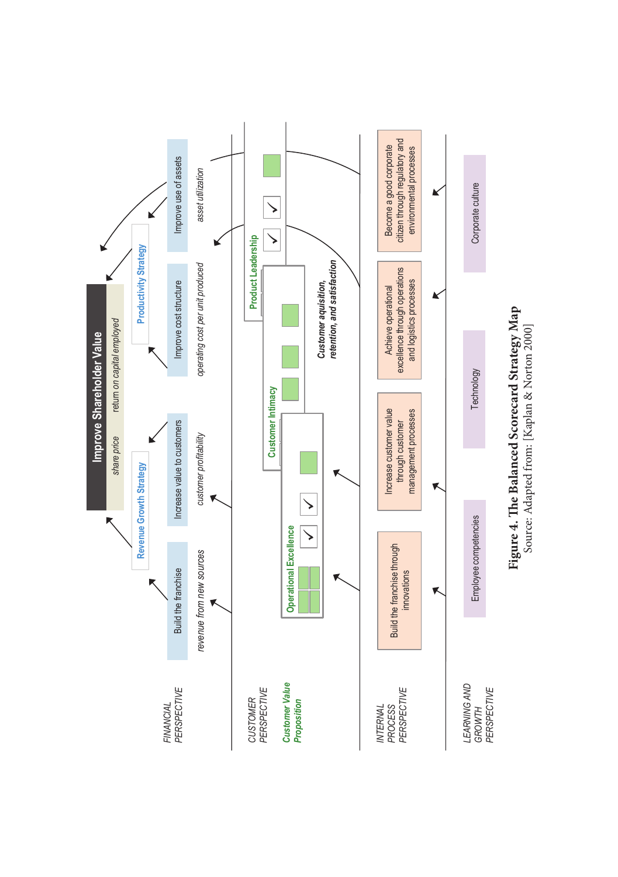**FINANCIAL PERSPECTIVE**

**Improve Shareholder Value**

*share price* — *return on capital employed*

- **Revenue Growth Strategy**
  - Build the franchise — *revenue from new sources*
  - Increase value to customers — *customer profitability*
- **Productivity Strategy**
  - Improve cost structure — *operating cost per unit produced*
  - Improve use of assets — *asset utilization*

**CUSTOMER PERSPECTIVE**

**Customer Value Proposition**

- Operational Excellence
- Customer Intimacy
- Product Leadership

***Customer aquisition, retention, and satisfaction***

**INTERNAL PROCESS PERSPECTIVE**

- Build the franchise through innovations
- Increase customer value through customer management processes
- Achieve operational excellence through operations and logistics processes
- Become a good corporate citizen through regulatory and environmental processes

**LEARNING AND GROWTH PERSPECTIVE**

- Employee competencies
- Technology
- Corporate culture

**Figure 4. The Balanced Scorecard Strategy Map**
Source: Adapted from: [Kaplan & Norton 2000]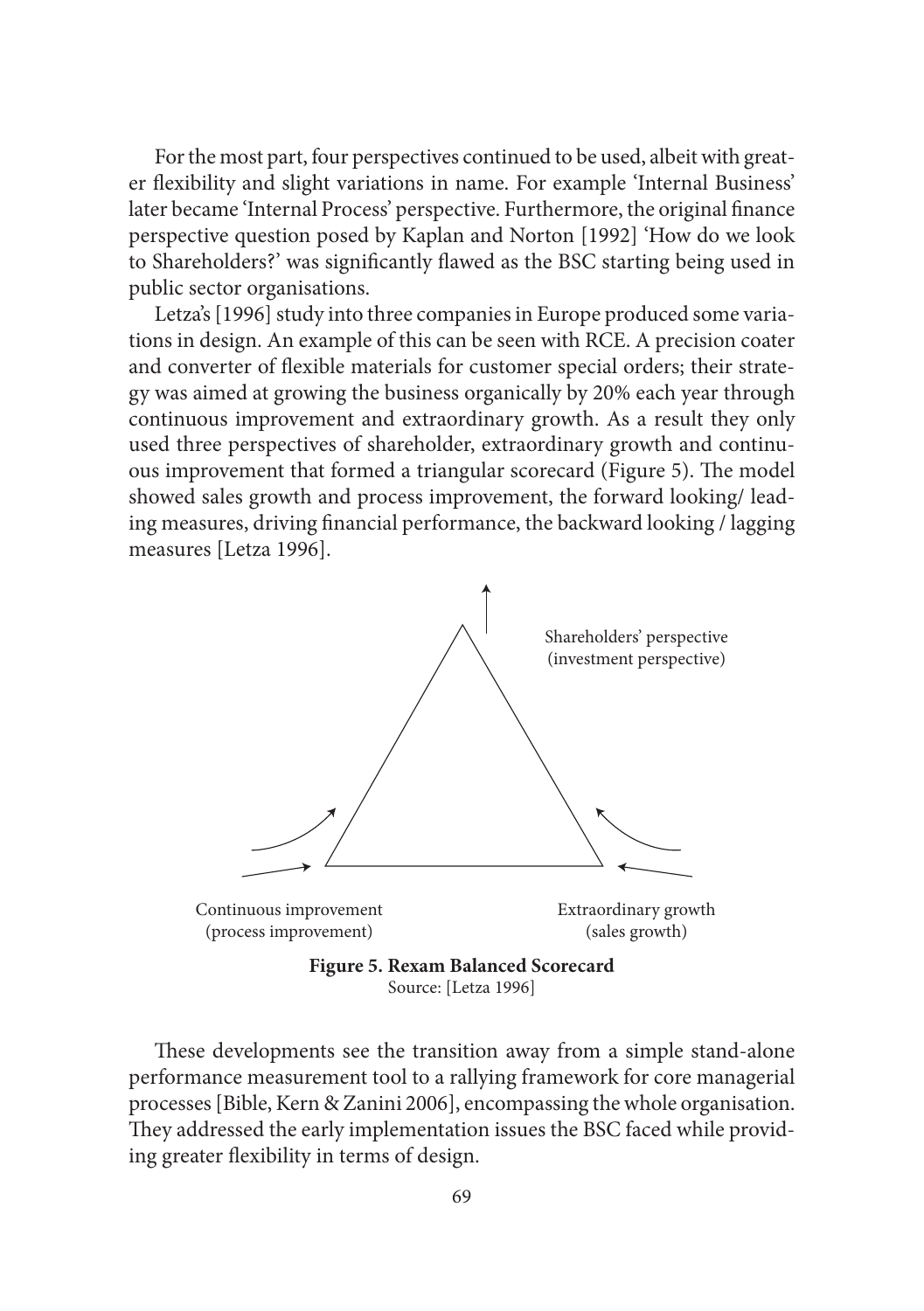For the most part, four perspectives continued to be used, albeit with greater flexibility and slight variations in name. For example 'Internal Business' later became 'Internal Process' perspective. Furthermore, the original finance perspective question posed by Kaplan and Norton [1992] 'How do we look to Shareholders?' was significantly flawed as the BSC starting being used in public sector organisations.

Letza's [1996] study into three companies in Europe produced some variations in design. An example of this can be seen with RCE. A precision coater and converter of flexible materials for customer special orders; their strategy was aimed at growing the business organically by 20% each year through continuous improvement and extraordinary growth. As a result they only used three perspectives of shareholder, extraordinary growth and continuous improvement that formed a triangular scorecard (Figure 5). The model showed sales growth and process improvement, the forward looking/ leading measures, driving financial performance, the backward looking / lagging measures [Letza 1996].

Shareholders' perspective
(investment perspective)

Continuous improvement
(process improvement)

Extraordinary growth
(sales growth)

**Figure 5. Rexam Balanced Scorecard**
Source: [Letza 1996]

These developments see the transition away from a simple stand-alone performance measurement tool to a rallying framework for core managerial processes [Bible, Kern & Zanini 2006], encompassing the whole organisation. They addressed the early implementation issues the BSC faced while providing greater flexibility in terms of design.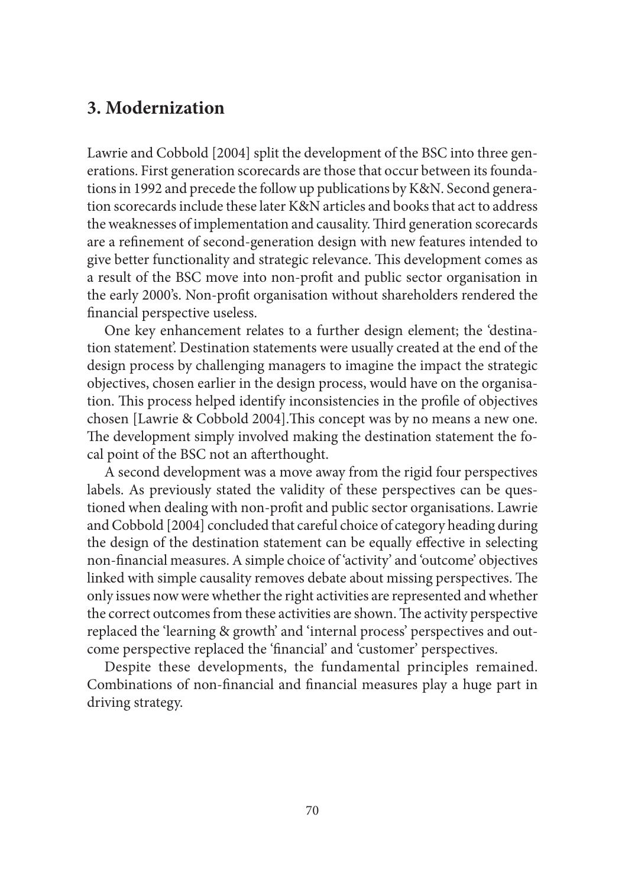## 3. Modernization

Lawrie and Cobbold [2004] split the development of the BSC into three generations. First generation scorecards are those that occur between its foundations in 1992 and precede the follow up publications by K&N. Second generation scorecards include these later K&N articles and books that act to address the weaknesses of implementation and causality. Third generation scorecards are a refinement of second-generation design with new features intended to give better functionality and strategic relevance. This development comes as a result of the BSC move into non-profit and public sector organisation in the early 2000's. Non-profit organisation without shareholders rendered the financial perspective useless.

One key enhancement relates to a further design element; the 'destination statement'. Destination statements were usually created at the end of the design process by challenging managers to imagine the impact the strategic objectives, chosen earlier in the design process, would have on the organisation. This process helped identify inconsistencies in the profile of objectives chosen [Lawrie & Cobbold 2004].This concept was by no means a new one. The development simply involved making the destination statement the focal point of the BSC not an afterthought.

A second development was a move away from the rigid four perspectives labels. As previously stated the validity of these perspectives can be questioned when dealing with non-profit and public sector organisations. Lawrie and Cobbold [2004] concluded that careful choice of category heading during the design of the destination statement can be equally effective in selecting non-financial measures. A simple choice of 'activity' and 'outcome' objectives linked with simple causality removes debate about missing perspectives. The only issues now were whether the right activities are represented and whether the correct outcomes from these activities are shown. The activity perspective replaced the 'learning & growth' and 'internal process' perspectives and outcome perspective replaced the 'financial' and 'customer' perspectives.

Despite these developments, the fundamental principles remained. Combinations of non-financial and financial measures play a huge part in driving strategy.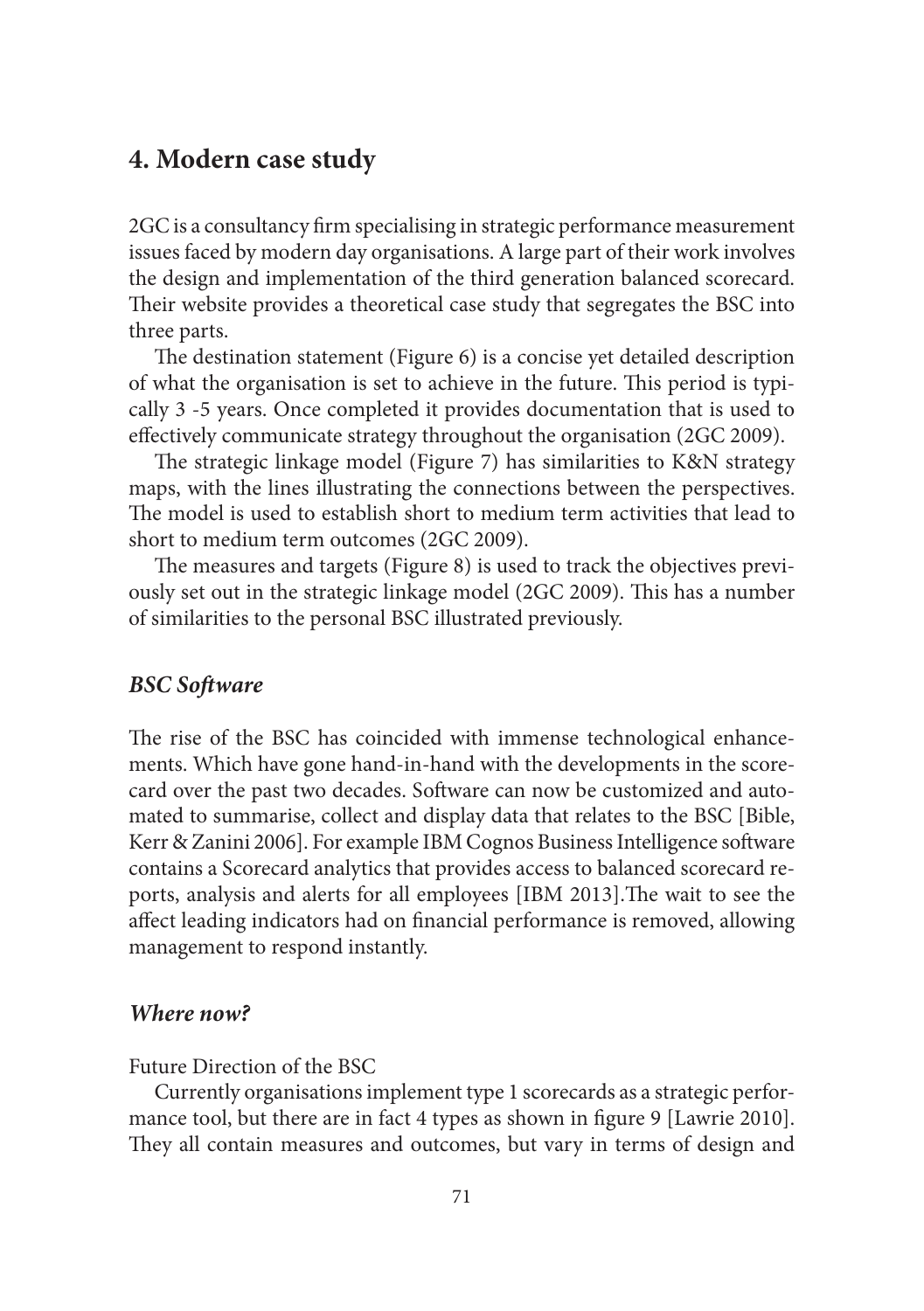## 4. Modern case study

2GC is a consultancy firm specialising in strategic performance measurement issues faced by modern day organisations. A large part of their work involves the design and implementation of the third generation balanced scorecard. Their website provides a theoretical case study that segregates the BSC into three parts.

The destination statement (Figure 6) is a concise yet detailed description of what the organisation is set to achieve in the future. This period is typically 3 -5 years. Once completed it provides documentation that is used to effectively communicate strategy throughout the organisation (2GC 2009).

The strategic linkage model (Figure 7) has similarities to K&N strategy maps, with the lines illustrating the connections between the perspectives. The model is used to establish short to medium term activities that lead to short to medium term outcomes (2GC 2009).

The measures and targets (Figure 8) is used to track the objectives previously set out in the strategic linkage model (2GC 2009). This has a number of similarities to the personal BSC illustrated previously.

### *BSC Software*

The rise of the BSC has coincided with immense technological enhancements. Which have gone hand-in-hand with the developments in the scorecard over the past two decades. Software can now be customized and automated to summarise, collect and display data that relates to the BSC [Bible, Kerr & Zanini 2006]. For example IBM Cognos Business Intelligence software contains a Scorecard analytics that provides access to balanced scorecard reports, analysis and alerts for all employees [IBM 2013].The wait to see the affect leading indicators had on financial performance is removed, allowing management to respond instantly.

### *Where now?*

Future Direction of the BSC

Currently organisations implement type 1 scorecards as a strategic performance tool, but there are in fact 4 types as shown in figure 9 [Lawrie 2010]. They all contain measures and outcomes, but vary in terms of design and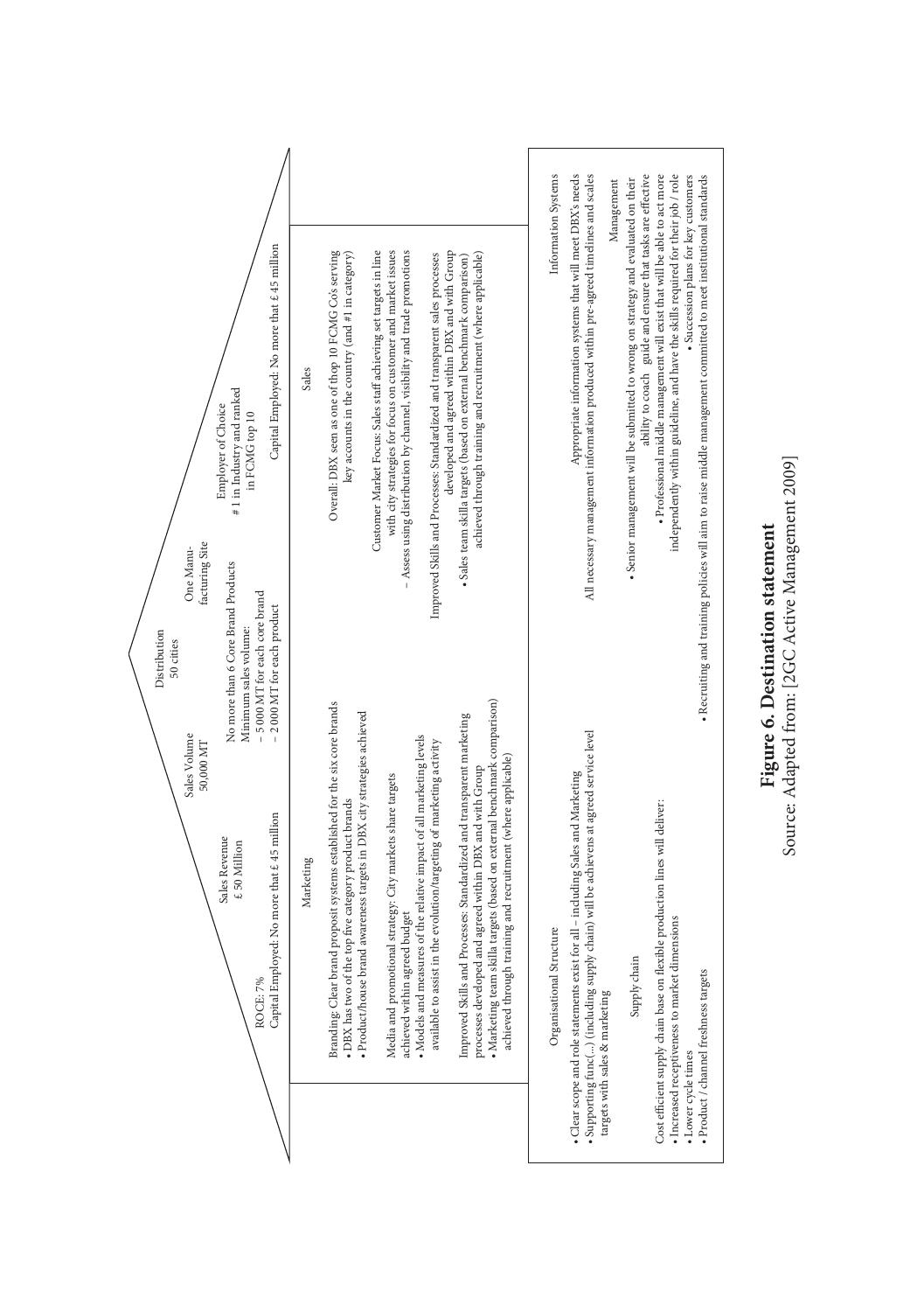ROCE: 7%
Capital Employed: No more that £ 45 million

Sales Revenue
£ 50 Million

Sales Volume
50,000 MT

Distribution
50 cities

No more than 6 Core Brand Products
Minimum sales volume:
– 5 000 MT for each core brand
– 2 000 MT for each product

One Manu-
facturing Site

Employer of Choice
#1 in Industry and ranked
in FCMG top 10

Capital Employed: No more that £ 45 million

**Marketing**

Branding: Clear brand proposit systems established for the six core brands
- DBX has two of the top five category product brands
- Product/house brand awareness targets in DBX city strategies achieved

Media and promotional strategy: City markets share targets achieved within agreed budget
- Models and measures of the relative impact of all marketing levels available to assist in the evolution/targeting of marketing activity

Improved Skills and Processes: Standardized and transparent marketing processes developed and agreed within DBX and with Group
- Marketing team skilla targets (based on external benchmark comparison) achieved through training and recruitment (where applicable)

**Sales**

Overall: DBX seen as one of thop 10 FCMG Co's serving key accounts in the country (and #1 in category)

Customer Market Focus: Sales staff achieving set targets in line with city strategies for focus on customer and market issues
– Assess using distribution by channel, visibility and trade promotions

Improved Skills and Processes: Standardized and transparent sales processes developed and agreed within DBX and with Group
- Sales team skilla targets (based on external benchmark comparison) achieved through training and recruitment (where applicable)

**Organisational Structure**

- Clear scope and role statements exist for all – including Sales and Marketing
- Supporting func(...) (including supply chain) will be achievens at agreed service level targets with sales & marketing

**Supply chain**

Cost efficient supply chain base on flexible production lines will deliver:
- Increased receptiveness to market dimensions
- Lower cycle times
- Product / channel freshness targets

**Information Systems**

Appropriate information systems that will meet DBX's needs
All necessary management information produced within pre-agreed timelines and scales

**Management**

- Senior management will be submitted to wrong on strategy and evaluated on their ability to coach guide and ensure that tasks are effective
- Professional middle management will exist that will be able to act more independently within guideline, and have the skills required for their job / role
- Succession plans for key customers
- Recruiting and training policies will aim to raise middle management committed to meet institutional standards

**Figure 6. Destination statement**
Source: Adapted from: [2GC Active Management 2009]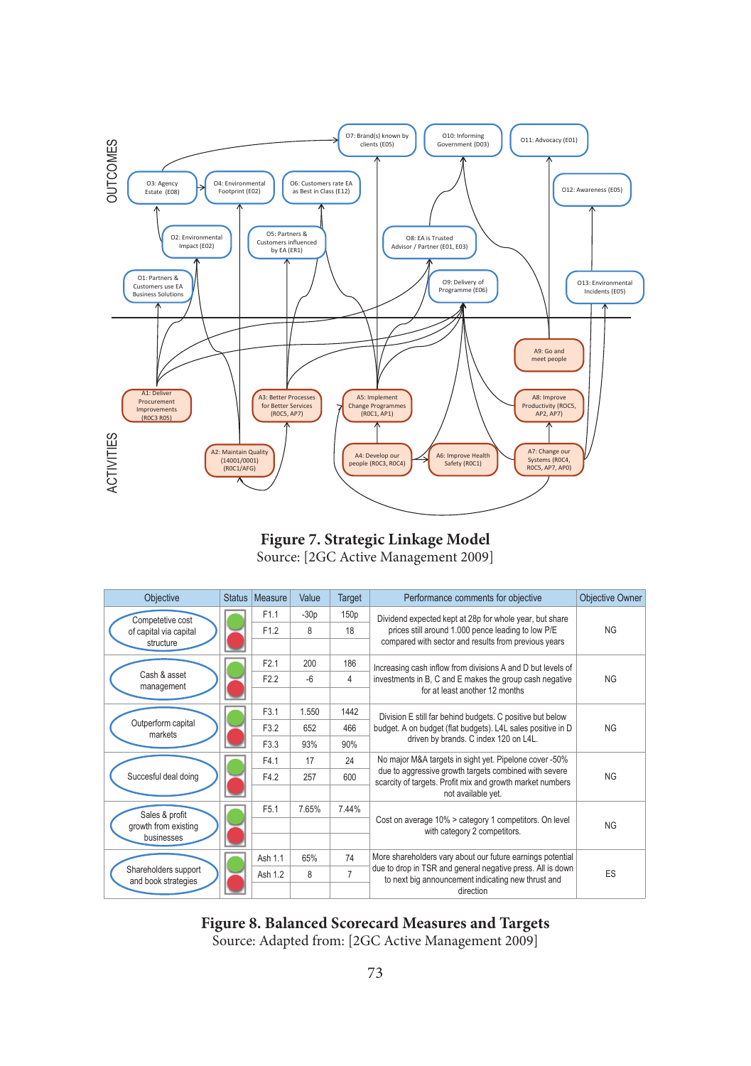**Figure 7. Strategic Linkage Model**
Source: [2GC Active Management 2009]

| Objective | Status | Measure | Value | Target | Performance comments for objective | Objective Owner |
|---|---|---|---|---|---|---|
| Competetive cost of capital via capital structure | | F1.1 | -30p | 150p | Dividend expected kept at 28p for whole year, but share prices still around 1.000 pence leading to low P/E compared with sector and results from previous years | NG |
| | | F1.2 | 8 | 18 | | |
| Cash & asset management | | F2.1 | 200 | 186 | Increasing cash inflow from divisions A and D but levels of investments in B, C and E makes the group cash negative for at least another 12 months | NG |
| | | F2.2 | -6 | 4 | | |
| Outperform capital markets | | F3.1 | 1.550 | 1442 | Division E still far behind budgets. C positive but below budget. A on budget (flat budgets). L4L sales positive in D driven by brands. C index 120 on L4L. | NG |
| | | F3.2 | 652 | 466 | | |
| | | F3.3 | 93% | 90% | | |
| Succesful deal doing | | F4.1 | 17 | 24 | No major M&A targets in sight yet. Pipelone cover -50% due to aggressive growth targets combined with severe scarcity of targets. Profit mix and growth market numbers not available yet. | NG |
| | | F4.2 | 257 | 600 | | |
| Sales & profit growth from existing businesses | | F5.1 | 7.65% | 7.44% | Cost on average 10% > category 1 competitors. On level with category 2 competitors. | NG |
| Shareholders support and book strategies | | Ash 1.1 | 65% | 74 | More shareholders vary about our future earnings potential due to drop in TSR and general negative press. All is down to next big announcement indicating new thrust and direction | ES |
| | | Ash 1.2 | 8 | 7 | | |

**Figure 8. Balanced Scorecard Measures and Targets**
Source: Adapted from: [2GC Active Management 2009]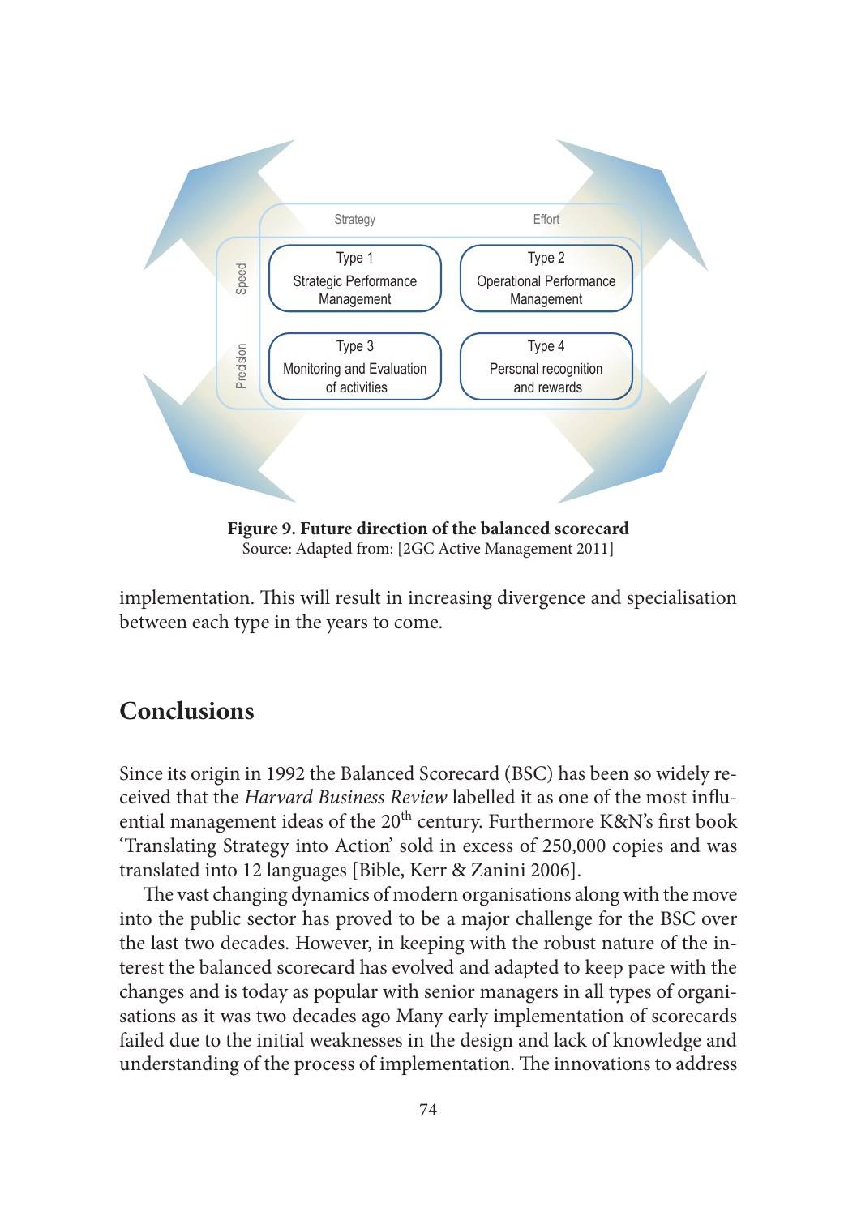Strategy | Effort

Speed

Type 1
Strategic Performance Management

Type 2
Operational Performance Management

Precision

Type 3
Monitoring and Evaluation of activities

Type 4
Personal recognition and rewards

**Figure 9. Future direction of the balanced scorecard**
Source: Adapted from: [2GC Active Management 2011]

implementation. This will result in increasing divergence and specialisation between each type in the years to come.

## Conclusions

Since its origin in 1992 the Balanced Scorecard (BSC) has been so widely received that the *Harvard Business Review* labelled it as one of the most influential management ideas of the 20th century. Furthermore K&N's first book 'Translating Strategy into Action' sold in excess of 250,000 copies and was translated into 12 languages [Bible, Kerr & Zanini 2006].

The vast changing dynamics of modern organisations along with the move into the public sector has proved to be a major challenge for the BSC over the last two decades. However, in keeping with the robust nature of the interest the balanced scorecard has evolved and adapted to keep pace with the changes and is today as popular with senior managers in all types of organisations as it was two decades ago Many early implementation of scorecards failed due to the initial weaknesses in the design and lack of knowledge and understanding of the process of implementation. The innovations to address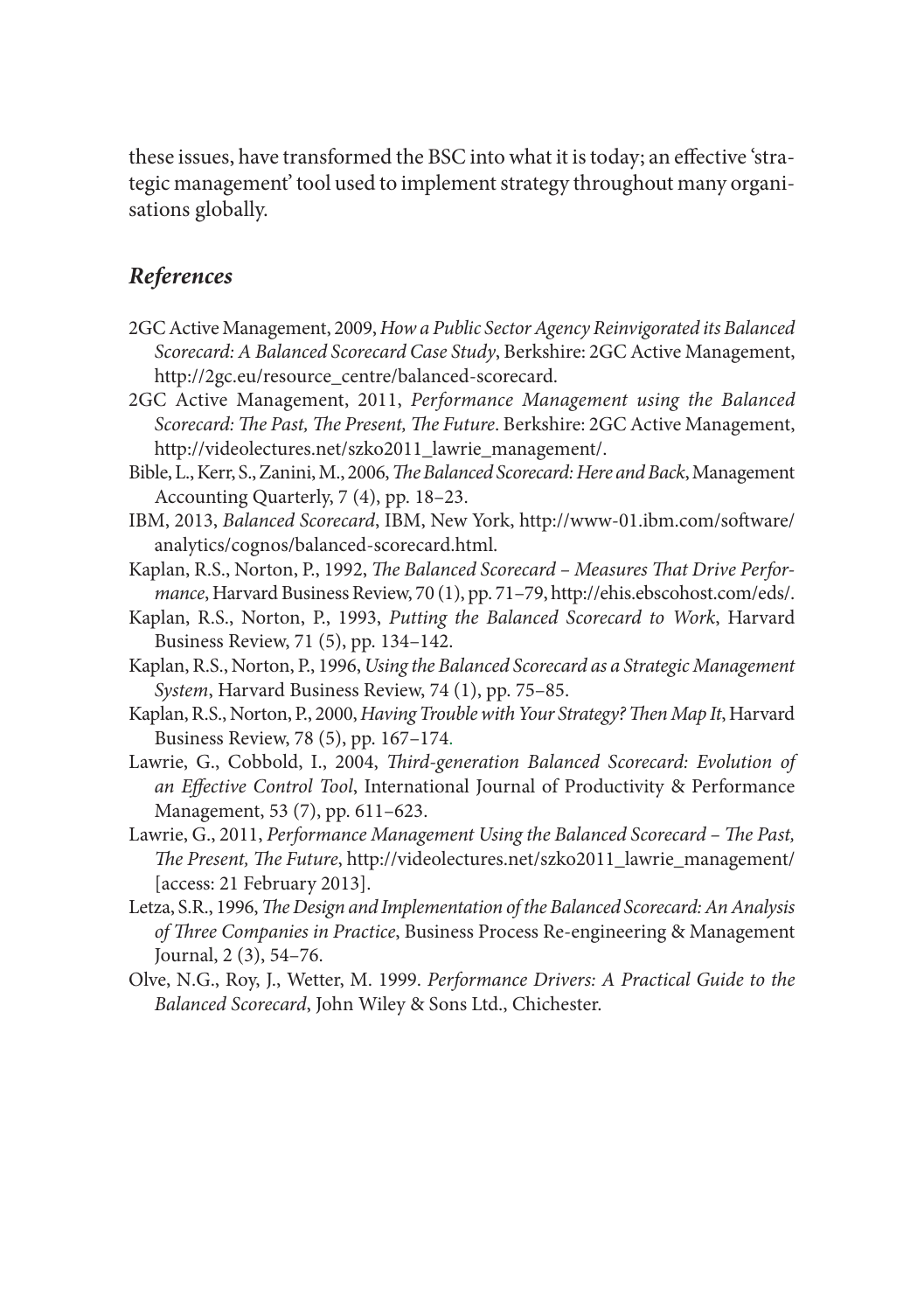these issues, have transformed the BSC into what it is today; an effective 'strategic management' tool used to implement strategy throughout many organisations globally.

### *References*

2GC Active Management, 2009, *How a Public Sector Agency Reinvigorated its Balanced Scorecard: A Balanced Scorecard Case Study*, Berkshire: 2GC Active Management, http://2gc.eu/resource_centre/balanced-scorecard.

2GC Active Management, 2011, *Performance Management using the Balanced Scorecard: The Past, The Present, The Future*. Berkshire: 2GC Active Management, http://videolectures.net/szko2011_lawrie_management/.

Bible, L., Kerr, S., Zanini, M., 2006, *The Balanced Scorecard: Here and Back*, Management Accounting Quarterly, 7 (4), pp. 18–23.

IBM, 2013, *Balanced Scorecard*, IBM, New York, http://www-01.ibm.com/software/analytics/cognos/balanced-scorecard.html.

Kaplan, R.S., Norton, P., 1992, *The Balanced Scorecard – Measures That Drive Performance*, Harvard Business Review, 70 (1), pp. 71–79, http://ehis.ebscohost.com/eds/.

Kaplan, R.S., Norton, P., 1993, *Putting the Balanced Scorecard to Work*, Harvard Business Review, 71 (5), pp. 134–142.

Kaplan, R.S., Norton, P., 1996, *Using the Balanced Scorecard as a Strategic Management System*, Harvard Business Review, 74 (1), pp. 75–85.

Kaplan, R.S., Norton, P., 2000, *Having Trouble with Your Strategy? Then Map It*, Harvard Business Review, 78 (5), pp. 167–174.

Lawrie, G., Cobbold, I., 2004, *Third-generation Balanced Scorecard: Evolution of an Effective Control Tool*, International Journal of Productivity & Performance Management, 53 (7), pp. 611–623.

Lawrie, G., 2011, *Performance Management Using the Balanced Scorecard – The Past, The Present, The Future*, http://videolectures.net/szko2011_lawrie_management/ [access: 21 February 2013].

Letza, S.R., 1996, *The Design and Implementation of the Balanced Scorecard: An Analysis of Three Companies in Practice*, Business Process Re-engineering & Management Journal, 2 (3), 54–76.

Olve, N.G., Roy, J., Wetter, M. 1999. *Performance Drivers: A Practical Guide to the Balanced Scorecard*, John Wiley & Sons Ltd., Chichester.